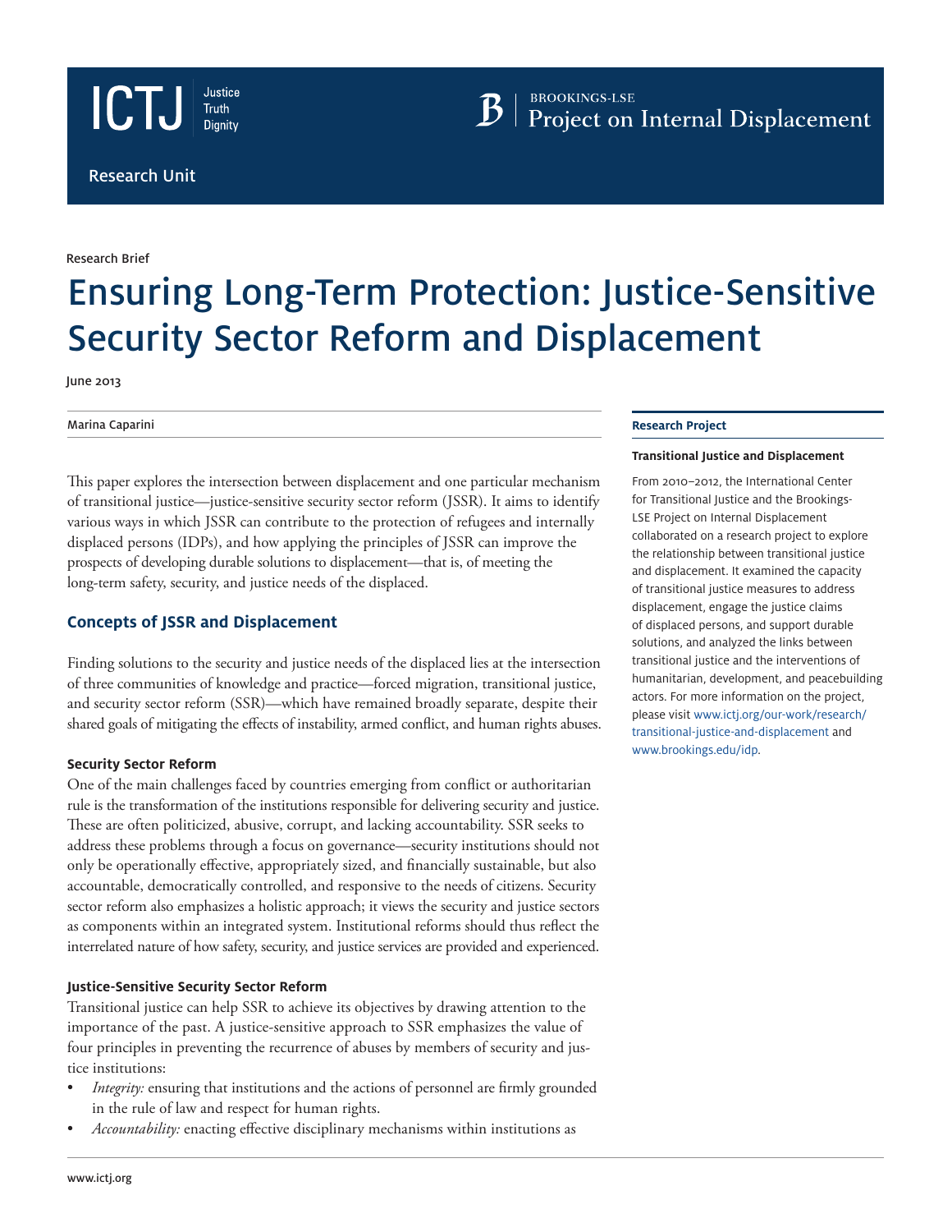ICTJ Justice Truth Dignity

Research Unit

BROOKINGS-LSE
Project on Internal Displacement

Research Brief

# Ensuring Long-Term Protection: Justice-Sensitive Security Sector Reform and Displacement

June 2013

Marina Caparini

This paper explores the intersection between displacement and one particular mechanism of transitional justice—justice-sensitive security sector reform (JSSR). It aims to identify various ways in which JSSR can contribute to the protection of refugees and internally displaced persons (IDPs), and how applying the principles of JSSR can improve the prospects of developing durable solutions to displacement—that is, of meeting the long-term safety, security, and justice needs of the displaced.

## Concepts of JSSR and Displacement

Finding solutions to the security and justice needs of the displaced lies at the intersection of three communities of knowledge and practice—forced migration, transitional justice, and security sector reform (SSR)—which have remained broadly separate, despite their shared goals of mitigating the effects of instability, armed conflict, and human rights abuses.

### Security Sector Reform

One of the main challenges faced by countries emerging from conflict or authoritarian rule is the transformation of the institutions responsible for delivering security and justice. These are often politicized, abusive, corrupt, and lacking accountability. SSR seeks to address these problems through a focus on governance—security institutions should not only be operationally effective, appropriately sized, and financially sustainable, but also accountable, democratically controlled, and responsive to the needs of citizens. Security sector reform also emphasizes a holistic approach; it views the security and justice sectors as components within an integrated system. Institutional reforms should thus reflect the interrelated nature of how safety, security, and justice services are provided and experienced.

### Justice-Sensitive Security Sector Reform

Transitional justice can help SSR to achieve its objectives by drawing attention to the importance of the past. A justice-sensitive approach to SSR emphasizes the value of four principles in preventing the recurrence of abuses by members of security and justice institutions:

- *Integrity:* ensuring that institutions and the actions of personnel are firmly grounded in the rule of law and respect for human rights.
- *Accountability:* enacting effective disciplinary mechanisms within institutions as

**Research Project**

**Transitional Justice and Displacement**

From 2010–2012, the International Center for Transitional Justice and the Brookings-LSE Project on Internal Displacement collaborated on a research project to explore the relationship between transitional justice and displacement. It examined the capacity of transitional justice measures to address displacement, engage the justice claims of displaced persons, and support durable solutions, and analyzed the links between transitional justice and the interventions of humanitarian, development, and peacebuilding actors. For more information on the project, please visit www.ictj.org/our-work/research/transitional-justice-and-displacement and www.brookings.edu/idp.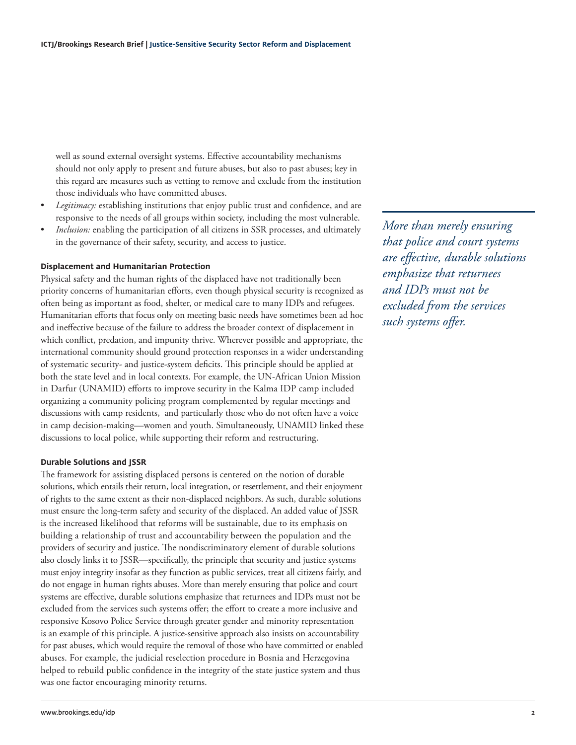well as sound external oversight systems. Effective accountability mechanisms should not only apply to present and future abuses, but also to past abuses; key in this regard are measures such as vetting to remove and exclude from the institution those individuals who have committed abuses.

- *Legitimacy:* establishing institutions that enjoy public trust and confidence, and are responsive to the needs of all groups within society, including the most vulnerable.
- *Inclusion:* enabling the participation of all citizens in SSR processes, and ultimately in the governance of their safety, security, and access to justice.

#### Displacement and Humanitarian Protection

Physical safety and the human rights of the displaced have not traditionally been priority concerns of humanitarian efforts, even though physical security is recognized as often being as important as food, shelter, or medical care to many IDPs and refugees. Humanitarian efforts that focus only on meeting basic needs have sometimes been ad hoc and ineffective because of the failure to address the broader context of displacement in which conflict, predation, and impunity thrive. Wherever possible and appropriate, the international community should ground protection responses in a wider understanding of systematic security- and justice-system deficits. This principle should be applied at both the state level and in local contexts. For example, the UN-African Union Mission in Darfur (UNAMID) efforts to improve security in the Kalma IDP camp included organizing a community policing program complemented by regular meetings and discussions with camp residents, and particularly those who do not often have a voice in camp decision-making—women and youth. Simultaneously, UNAMID linked these discussions to local police, while supporting their reform and restructuring.

#### Durable Solutions and JSSR

The framework for assisting displaced persons is centered on the notion of durable solutions, which entails their return, local integration, or resettlement, and their enjoyment of rights to the same extent as their non-displaced neighbors. As such, durable solutions must ensure the long-term safety and security of the displaced. An added value of JSSR is the increased likelihood that reforms will be sustainable, due to its emphasis on building a relationship of trust and accountability between the population and the providers of security and justice. The nondiscriminatory element of durable solutions also closely links it to JSSR—specifically, the principle that security and justice systems must enjoy integrity insofar as they function as public services, treat all citizens fairly, and do not engage in human rights abuses. More than merely ensuring that police and court systems are effective, durable solutions emphasize that returnees and IDPs must not be excluded from the services such systems offer; the effort to create a more inclusive and responsive Kosovo Police Service through greater gender and minority representation is an example of this principle. A justice-sensitive approach also insists on accountability for past abuses, which would require the removal of those who have committed or enabled abuses. For example, the judicial reselection procedure in Bosnia and Herzegovina helped to rebuild public confidence in the integrity of the state justice system and thus was one factor encouraging minority returns.

*More than merely ensuring that police and court systems are effective, durable solutions emphasize that returnees and IDPs must not be excluded from the services such systems offer.*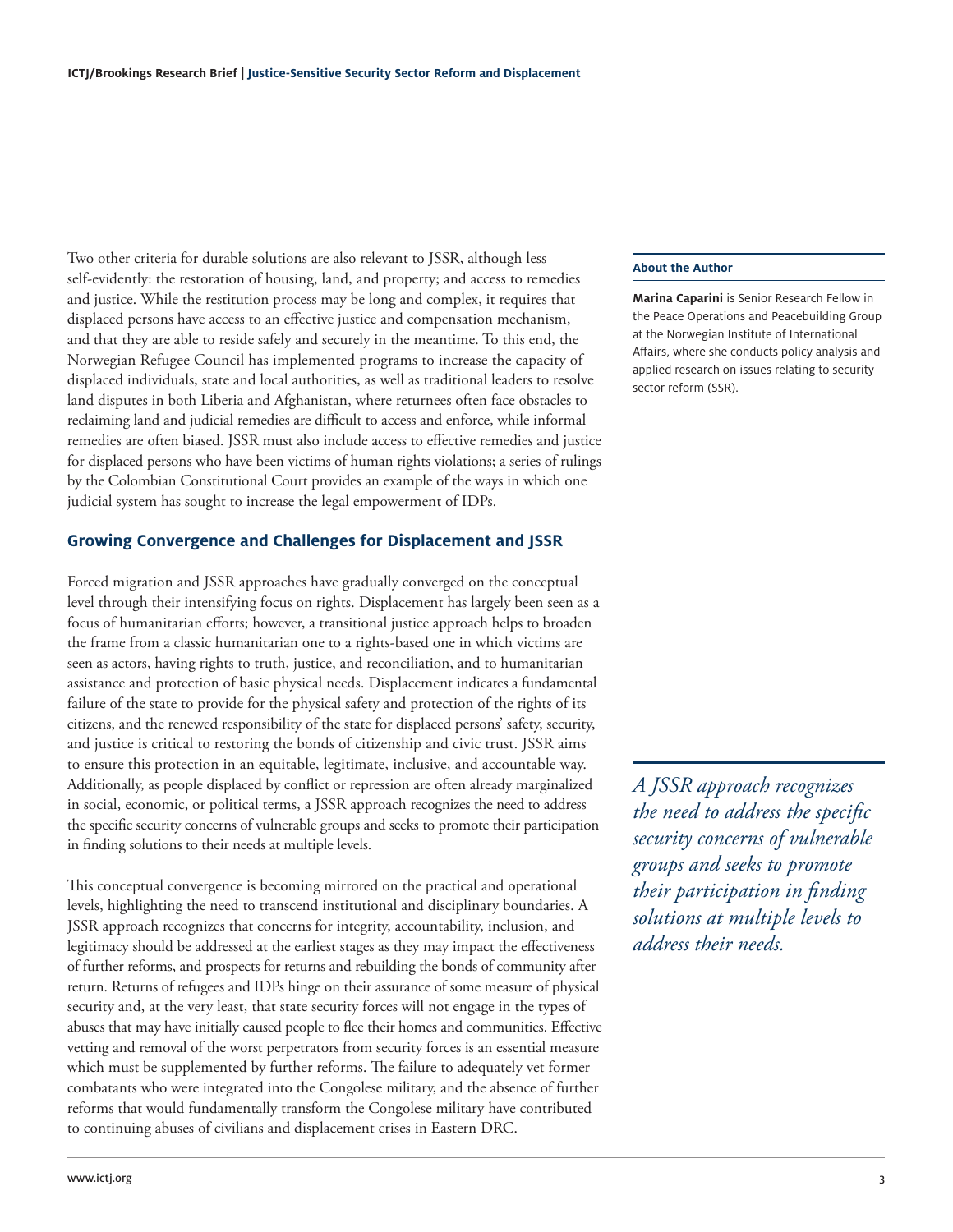Two other criteria for durable solutions are also relevant to JSSR, although less self-evidently: the restoration of housing, land, and property; and access to remedies and justice. While the restitution process may be long and complex, it requires that displaced persons have access to an effective justice and compensation mechanism, and that they are able to reside safely and securely in the meantime. To this end, the Norwegian Refugee Council has implemented programs to increase the capacity of displaced individuals, state and local authorities, as well as traditional leaders to resolve land disputes in both Liberia and Afghanistan, where returnees often face obstacles to reclaiming land and judicial remedies are difficult to access and enforce, while informal remedies are often biased. JSSR must also include access to effective remedies and justice for displaced persons who have been victims of human rights violations; a series of rulings by the Colombian Constitutional Court provides an example of the ways in which one judicial system has sought to increase the legal empowerment of IDPs.

## Growing Convergence and Challenges for Displacement and JSSR

Forced migration and JSSR approaches have gradually converged on the conceptual level through their intensifying focus on rights. Displacement has largely been seen as a focus of humanitarian efforts; however, a transitional justice approach helps to broaden the frame from a classic humanitarian one to a rights-based one in which victims are seen as actors, having rights to truth, justice, and reconciliation, and to humanitarian assistance and protection of basic physical needs. Displacement indicates a fundamental failure of the state to provide for the physical safety and protection of the rights of its citizens, and the renewed responsibility of the state for displaced persons' safety, security, and justice is critical to restoring the bonds of citizenship and civic trust. JSSR aims to ensure this protection in an equitable, legitimate, inclusive, and accountable way. Additionally, as people displaced by conflict or repression are often already marginalized in social, economic, or political terms, a JSSR approach recognizes the need to address the specific security concerns of vulnerable groups and seeks to promote their participation in finding solutions to their needs at multiple levels.

This conceptual convergence is becoming mirrored on the practical and operational levels, highlighting the need to transcend institutional and disciplinary boundaries. A JSSR approach recognizes that concerns for integrity, accountability, inclusion, and legitimacy should be addressed at the earliest stages as they may impact the effectiveness of further reforms, and prospects for returns and rebuilding the bonds of community after return. Returns of refugees and IDPs hinge on their assurance of some measure of physical security and, at the very least, that state security forces will not engage in the types of abuses that may have initially caused people to flee their homes and communities. Effective vetting and removal of the worst perpetrators from security forces is an essential measure which must be supplemented by further reforms. The failure to adequately vet former combatants who were integrated into the Congolese military, and the absence of further reforms that would fundamentally transform the Congolese military have contributed to continuing abuses of civilians and displacement crises in Eastern DRC.

**About the Author**

**Marina Caparini** is Senior Research Fellow in the Peace Operations and Peacebuilding Group at the Norwegian Institute of International Affairs, where she conducts policy analysis and applied research on issues relating to security sector reform (SSR).

*A JSSR approach recognizes the need to address the specific security concerns of vulnerable groups and seeks to promote their participation in finding solutions at multiple levels to address their needs.*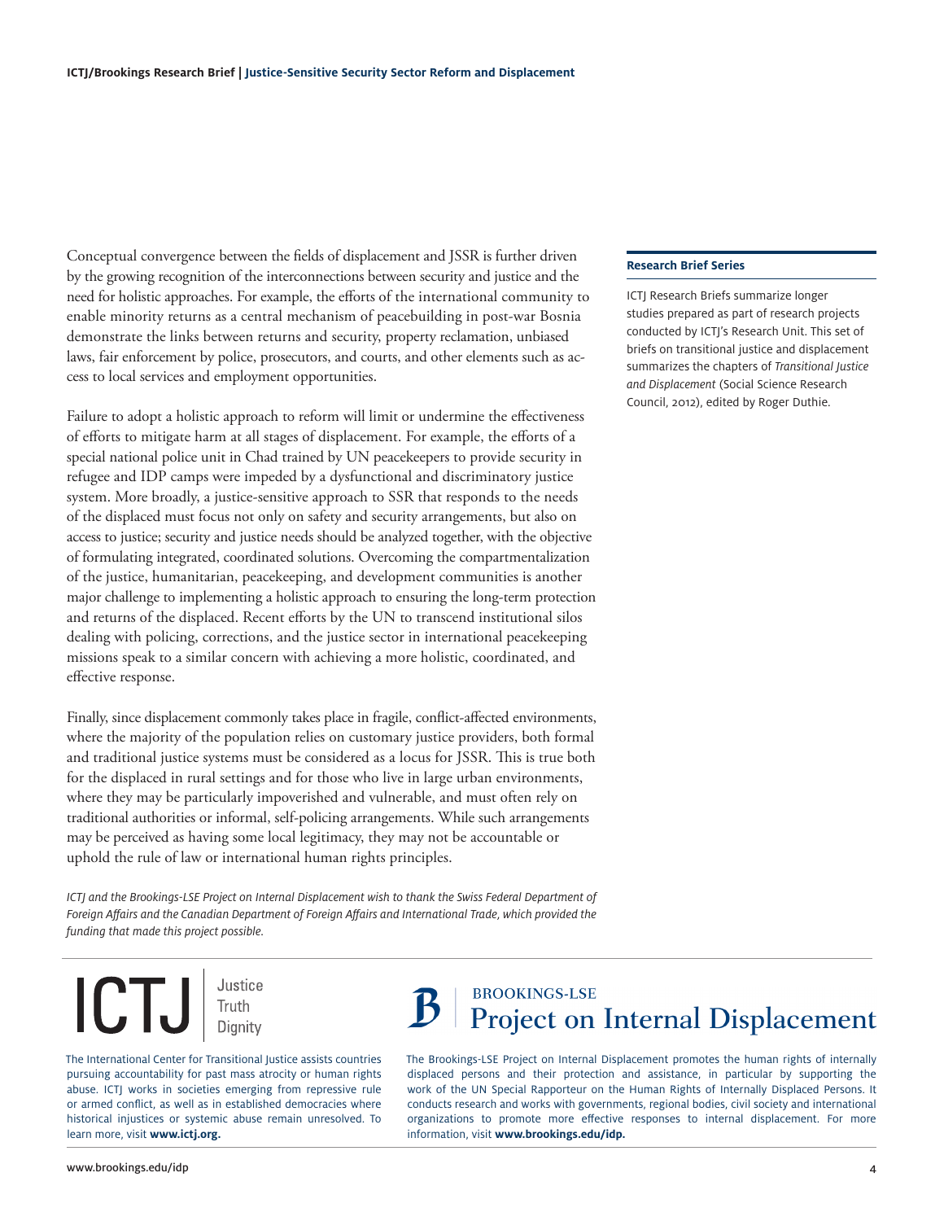Conceptual convergence between the fields of displacement and JSSR is further driven by the growing recognition of the interconnections between security and justice and the need for holistic approaches. For example, the efforts of the international community to enable minority returns as a central mechanism of peacebuilding in post-war Bosnia demonstrate the links between returns and security, property reclamation, unbiased laws, fair enforcement by police, prosecutors, and courts, and other elements such as access to local services and employment opportunities.

Failure to adopt a holistic approach to reform will limit or undermine the effectiveness of efforts to mitigate harm at all stages of displacement. For example, the efforts of a special national police unit in Chad trained by UN peacekeepers to provide security in refugee and IDP camps were impeded by a dysfunctional and discriminatory justice system. More broadly, a justice-sensitive approach to SSR that responds to the needs of the displaced must focus not only on safety and security arrangements, but also on access to justice; security and justice needs should be analyzed together, with the objective of formulating integrated, coordinated solutions. Overcoming the compartmentalization of the justice, humanitarian, peacekeeping, and development communities is another major challenge to implementing a holistic approach to ensuring the long-term protection and returns of the displaced. Recent efforts by the UN to transcend institutional silos dealing with policing, corrections, and the justice sector in international peacekeeping missions speak to a similar concern with achieving a more holistic, coordinated, and effective response.

Finally, since displacement commonly takes place in fragile, conflict-affected environments, where the majority of the population relies on customary justice providers, both formal and traditional justice systems must be considered as a locus for JSSR. This is true both for the displaced in rural settings and for those who live in large urban environments, where they may be particularly impoverished and vulnerable, and must often rely on traditional authorities or informal, self-policing arrangements. While such arrangements may be perceived as having some local legitimacy, they may not be accountable or uphold the rule of law or international human rights principles.

*ICTJ and the Brookings-LSE Project on Internal Displacement wish to thank the Swiss Federal Department of Foreign Affairs and the Canadian Department of Foreign Affairs and International Trade, which provided the funding that made this project possible.*

**Research Brief Series**

ICTJ Research Briefs summarize longer studies prepared as part of research projects conducted by ICTJ's Research Unit. This set of briefs on transitional justice and displacement summarizes the chapters of *Transitional Justice and Displacement* (Social Science Research Council, 2012), edited by Roger Duthie.

ICTJ | Justice Truth Dignity

The International Center for Transitional Justice assists countries pursuing accountability for past mass atrocity or human rights abuse. ICTJ works in societies emerging from repressive rule or armed conflict, as well as in established democracies where historical injustices or systemic abuse remain unresolved. To learn more, visit **www.ictj.org.**

BROOKINGS-LSE
Project on Internal Displacement

The Brookings-LSE Project on Internal Displacement promotes the human rights of internally displaced persons and their protection and assistance, in particular by supporting the work of the UN Special Rapporteur on the Human Rights of Internally Displaced Persons. It conducts research and works with governments, regional bodies, civil society and international organizations to promote more effective responses to internal displacement. For more information, visit **www.brookings.edu/idp.**